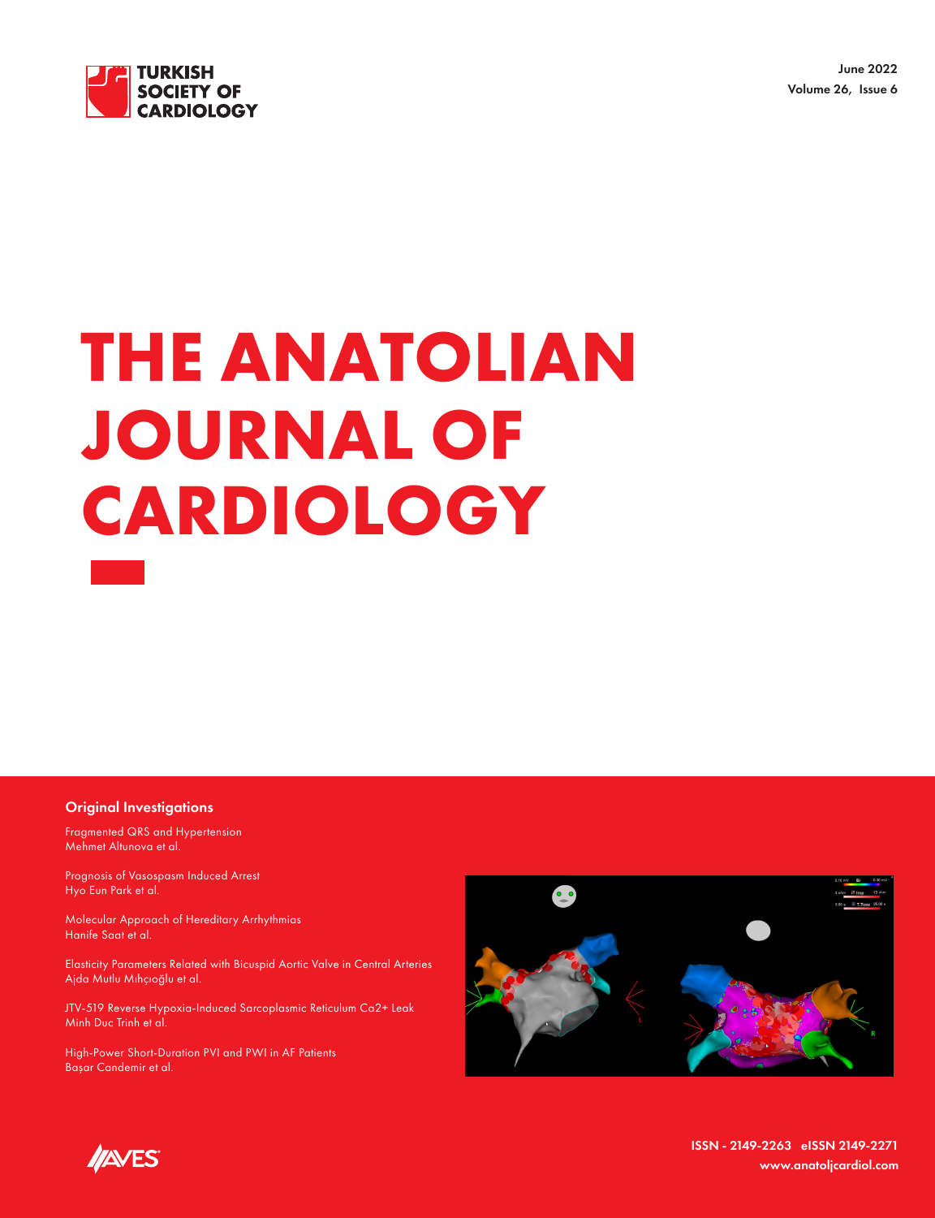TURKISH SOCIETY OF CARDIOLOGY

June 2022
Volume 26, Issue 6

# THE ANATOLIAN JOURNAL OF CARDIOLOGY

## Original Investigations

Fragmented QRS and Hypertension
Mehmet Altunova et al.

Prognosis of Vasospasm Induced Arrest
Hyo Eun Park et al.

Molecular Approach of Hereditary Arrhythmias
Hanife Saat et al.

Elasticity Parameters Related with Bicuspid Aortic Valve in Central Arteries
Ajda Mutlu Mıhçıoğlu et al.

JTV-519 Reverse Hypoxia-Induced Sarcoplasmic Reticulum Ca2+ Leak
Minh Duc Trinh et al.

High-Power Short-Duration PVI and PWI in AF Patients
Başar Candemir et al.

AVES

ISSN - 2149-2263 eISSN 2149-2271
www.anatoljcardiol.com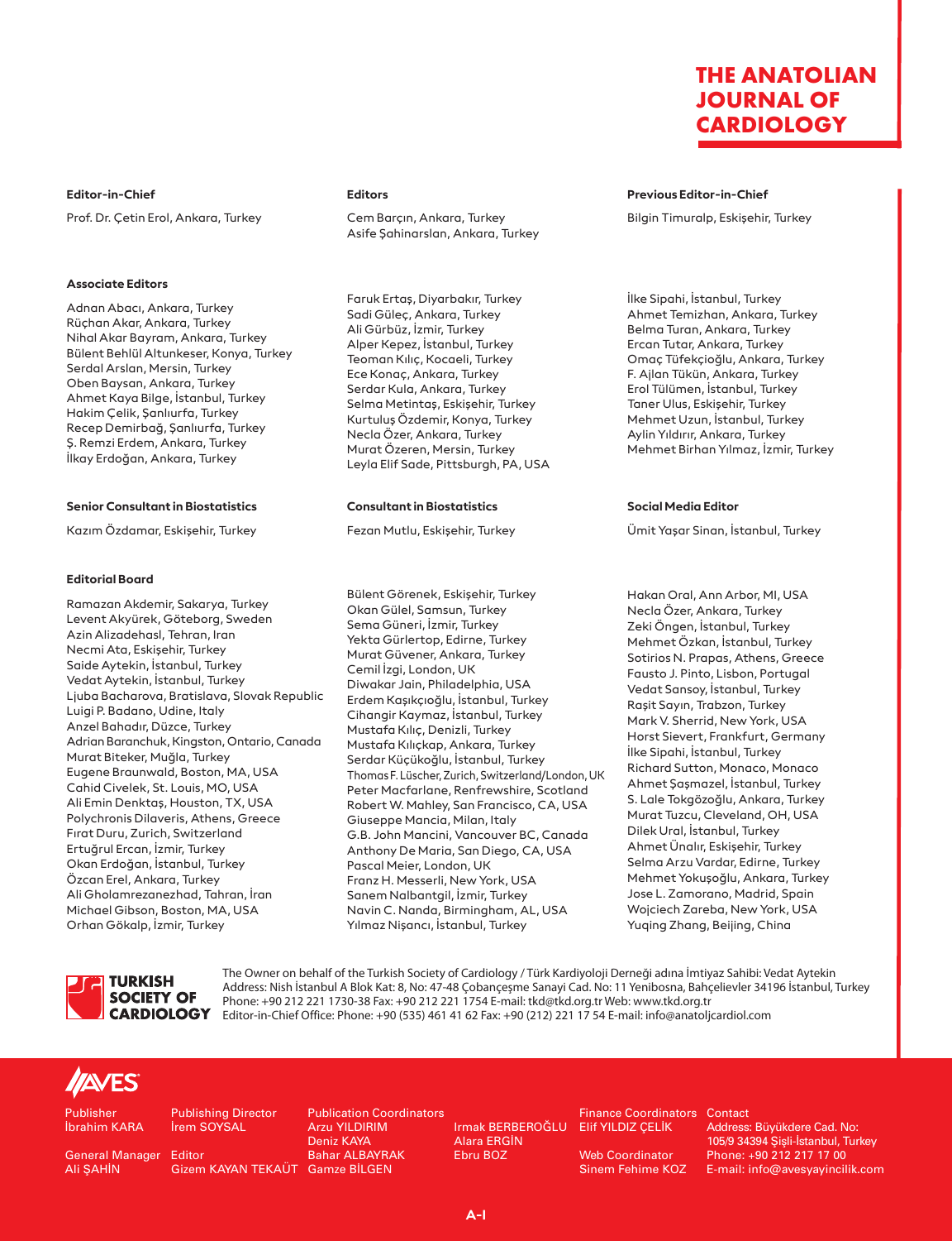# THE ANATOLIAN JOURNAL OF CARDIOLOGY

**Editor-in-Chief**

Prof. Dr. Çetin Erol, Ankara, Turkey

**Editors**

Cem Barçın, Ankara, Turkey
Asife Şahinarslan, Ankara, Turkey

**Previous Editor-in-Chief**

Bilgin Timuralp, Eskişehir, Turkey

**Associate Editors**

Adnan Abacı, Ankara, Turkey
Rüçhan Akar, Ankara, Turkey
Nihal Akar Bayram, Ankara, Turkey
Bülent Behlül Altunkeser, Konya, Turkey
Serdal Arslan, Mersin, Turkey
Oben Baysan, Ankara, Turkey
Ahmet Kaya Bilge, İstanbul, Turkey
Hakim Çelik, Şanlıurfa, Turkey
Recep Demirbağ, Şanlıurfa, Turkey
Ş. Remzi Erdem, Ankara, Turkey
İlkay Erdoğan, Ankara, Turkey
Faruk Ertaş, Diyarbakır, Turkey
Sadi Güleç, Ankara, Turkey
Ali Gürbüz, İzmir, Turkey
Alper Kepez, İstanbul, Turkey
Teoman Kılıç, Kocaeli, Turkey
Ece Konaç, Ankara, Turkey
Serdar Kula, Ankara, Turkey
Selma Metintaş, Eskişehir, Turkey
Kurtuluş Özdemir, Konya, Turkey
Necla Özer, Ankara, Turkey
Murat Özeren, Mersin, Turkey
Leyla Elif Sade, Pittsburgh, PA, USA
İlke Sipahi, İstanbul, Turkey
Ahmet Temizhan, Ankara, Turkey
Belma Turan, Ankara, Turkey
Ercan Tutar, Ankara, Turkey
Omaç Tüfekçioğlu, Ankara, Turkey
F. Ajlan Tükün, Ankara, Turkey
Erol Tülümen, İstanbul, Turkey
Taner Ulus, Eskişehir, Turkey
Mehmet Uzun, İstanbul, Turkey
Aylin Yıldırır, Ankara, Turkey
Mehmet Birhan Yılmaz, İzmir, Turkey

**Senior Consultant in Biostatistics**

Kazım Özdamar, Eskişehir, Turkey

**Consultant in Biostatistics**

Fezan Mutlu, Eskişehir, Turkey

**Social Media Editor**

Ümit Yaşar Sinan, İstanbul, Turkey

**Editorial Board**

Ramazan Akdemir, Sakarya, Turkey
Levent Akyürek, Göteborg, Sweden
Azin Alizadehasl, Tehran, Iran
Necmi Ata, Eskişehir, Turkey
Saide Aytekin, İstanbul, Turkey
Vedat Aytekin, İstanbul, Turkey
Ljuba Bacharova, Bratislava, Slovak Republic
Luigi P. Badano, Udine, Italy
Anzel Bahadır, Düzce, Turkey
Adrian Baranchuk, Kingston, Ontario, Canada
Murat Biteker, Muğla, Turkey
Eugene Braunwald, Boston, MA, USA
Cahid Civelek, St. Louis, MO, USA
Ali Emin Denktaş, Houston, TX, USA
Polychronis Dilaveris, Athens, Greece
Fırat Duru, Zurich, Switzerland
Ertuğrul Ercan, İzmir, Turkey
Okan Erdoğan, İstanbul, Turkey
Özcan Erel, Ankara, Turkey
Ali Gholamrezanezhad, Tahran, İran
Michael Gibson, Boston, MA, USA
Orhan Gökalp, İzmir, Turkey
Bülent Görenek, Eskişehir, Turkey
Okan Gülel, Samsun, Turkey
Sema Güneri, İzmir, Turkey
Yekta Gürlertop, Edirne, Turkey
Murat Güvener, Ankara, Turkey
Cemil İzgi, London, UK
Diwakar Jain, Philadelphia, USA
Erdem Kaşıkçıoğlu, İstanbul, Turkey
Cihangir Kaymaz, İstanbul, Turkey
Mustafa Kılıç, Denizli, Turkey
Mustafa Kılıçkap, Ankara, Turkey
Serdar Küçükoğlu, İstanbul, Turkey
Thomas F. Lüscher, Zurich, Switzerland/London, UK
Peter Macfarlane, Renfrewshire, Scotland
Robert W. Mahley, San Francisco, CA, USA
Giuseppe Mancia, Milan, Italy
G.B. John Mancini, Vancouver BC, Canada
Anthony De Maria, San Diego, CA, USA
Pascal Meier, London, UK
Franz H. Messerli, New York, USA
Sanem Nalbantgil, İzmir, Turkey
Navin C. Nanda, Birmingham, AL, USA
Yılmaz Nişancı, İstanbul, Turkey
Hakan Oral, Ann Arbor, MI, USA
Necla Özer, Ankara, Turkey
Zeki Öngen, İstanbul, Turkey
Mehmet Özkan, İstanbul, Turkey
Sotirios N. Prapas, Athens, Greece
Fausto J. Pinto, Lisbon, Portugal
Vedat Sansoy, İstanbul, Turkey
Raşit Sayın, Trabzon, Turkey
Mark V. Sherrid, New York, USA
Horst Sievert, Frankfurt, Germany
İlke Sipahi, İstanbul, Turkey
Richard Sutton, Monaco, Monaco
Ahmet Şaşmazel, İstanbul, Turkey
S. Lale Tokgözoğlu, Ankara, Turkey
Murat Tuzcu, Cleveland, OH, USA
Dilek Ural, İstanbul, Turkey
Ahmet Ünalır, Eskişehir, Turkey
Selma Arzu Vardar, Edirne, Turkey
Mehmet Yokuşoğlu, Ankara, Turkey
Jose L. Zamorano, Madrid, Spain
Wojciech Zareba, New York, USA
Yuqing Zhang, Beijing, China

TURKISH SOCIETY OF CARDIOLOGY

The Owner on behalf of the Turkish Society of Cardiology / Türk Kardiyoloji Derneği adına İmtiyaz Sahibi: Vedat Aytekin
Address: Nish İstanbul A Blok Kat: 8, No: 47-48 Çobançeşme Sanayi Cad. No: 11 Yenibosna, Bahçelievler 34196 İstanbul, Turkey
Phone: +90 212 221 1730-38 Fax: +90 212 221 1754 E-mail: tkd@tkd.org.tr Web: www.tkd.org.tr
Editor-in-Chief Office: Phone: +90 (535) 461 41 62 Fax: +90 (212) 221 17 54 E-mail: info@anatoljcardiol.com

AVES

Publisher
İbrahim KARA

General Manager
Ali ŞAHİN

Publishing Director
İrem SOYSAL

Editor
Gizem KAYAN TEKAÜT

Publication Coordinators
Arzu YILDIRIM
Deniz KAYA
Bahar ALBAYRAK
Gamze BİLGEN
Irmak BERBEROĞLU
Alara ERGİN
Ebru BOZ

Finance Coordinators
Elif YILDIZ ÇELİK

Web Coordinator
Sinem Fehime KOZ

Contact
Address: Büyükdere Cad. No: 105/9 34394 Şişli-İstanbul, Turkey
Phone: +90 212 217 17 00
E-mail: info@avesyayincilik.com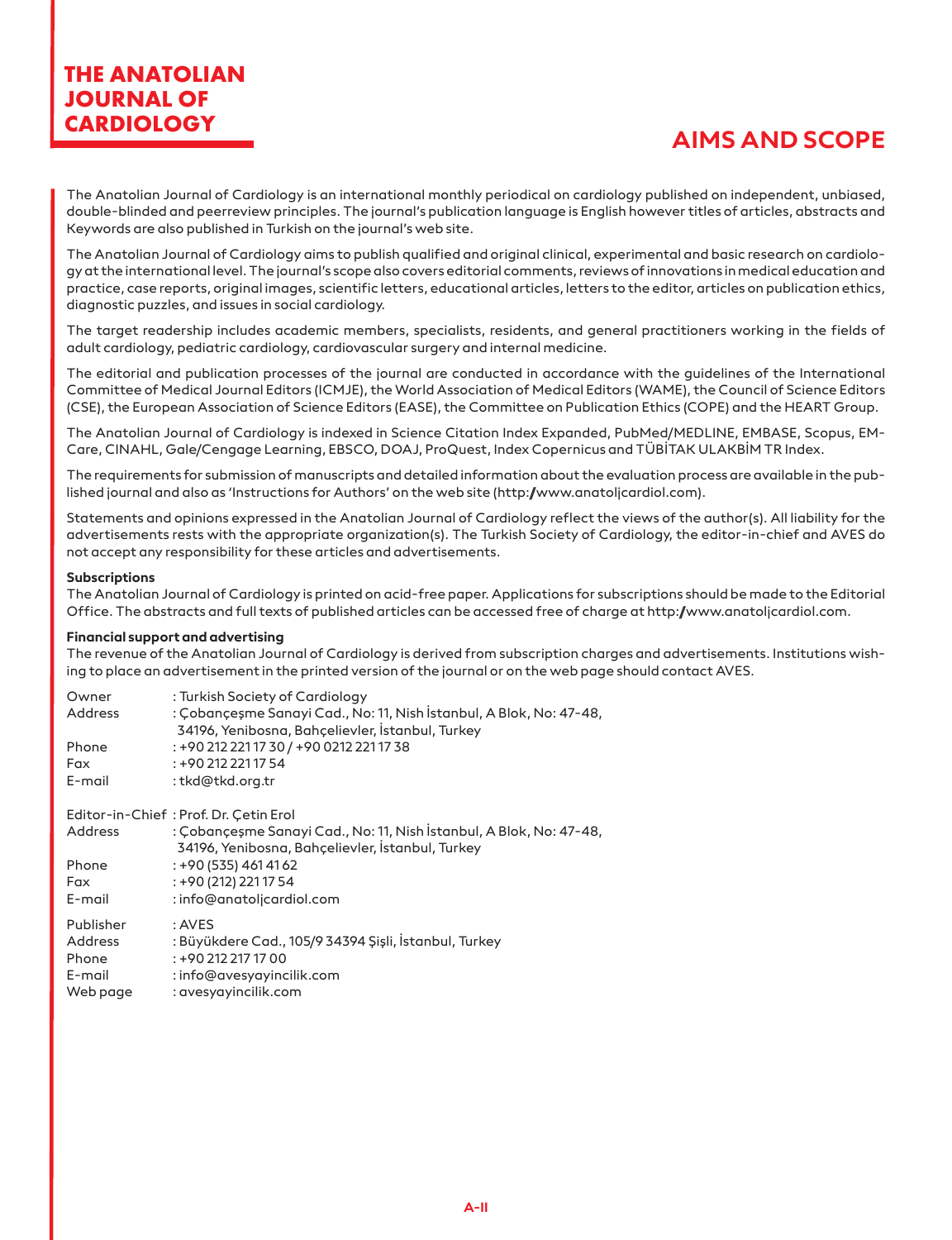# THE ANATOLIAN JOURNAL OF CARDIOLOGY

## AIMS AND SCOPE

The Anatolian Journal of Cardiology is an international monthly periodical on cardiology published on independent, unbiased, double-blinded and peerreview principles. The journal's publication language is English however titles of articles, abstracts and Keywords are also published in Turkish on the journal's web site.

The Anatolian Journal of Cardiology aims to publish qualified and original clinical, experimental and basic research on cardiology at the international level. The journal's scope also covers editorial comments, reviews of innovations in medical education and practice, case reports, original images, scientific letters, educational articles, letters to the editor, articles on publication ethics, diagnostic puzzles, and issues in social cardiology.

The target readership includes academic members, specialists, residents, and general practitioners working in the fields of adult cardiology, pediatric cardiology, cardiovascular surgery and internal medicine.

The editorial and publication processes of the journal are conducted in accordance with the guidelines of the International Committee of Medical Journal Editors (ICMJE), the World Association of Medical Editors (WAME), the Council of Science Editors (CSE), the European Association of Science Editors (EASE), the Committee on Publication Ethics (COPE) and the HEART Group.

The Anatolian Journal of Cardiology is indexed in Science Citation Index Expanded, PubMed/MEDLINE, EMBASE, Scopus, EMCare, CINAHL, Gale/Cengage Learning, EBSCO, DOAJ, ProQuest, Index Copernicus and TÜBİTAK ULAKBİM TR Index.

The requirements for submission of manuscripts and detailed information about the evaluation process are available in the published journal and also as 'Instructions for Authors' on the web site (http://www.anatoljcardiol.com).

Statements and opinions expressed in the Anatolian Journal of Cardiology reflect the views of the author(s). All liability for the advertisements rests with the appropriate organization(s). The Turkish Society of Cardiology, the editor-in-chief and AVES do not accept any responsibility for these articles and advertisements.

**Subscriptions**
The Anatolian Journal of Cardiology is printed on acid-free paper. Applications for subscriptions should be made to the Editorial Office. The abstracts and full texts of published articles can be accessed free of charge at http://www.anatoljcardiol.com.

**Financial support and advertising**
The revenue of the Anatolian Journal of Cardiology is derived from subscription charges and advertisements. Institutions wishing to place an advertisement in the printed version of the journal or on the web page should contact AVES.

Owner : Turkish Society of Cardiology
Address : Çobançeşme Sanayi Cad., No: 11, Nish İstanbul, A Blok, No: 47-48, 34196, Yenibosna, Bahçelievler, İstanbul, Turkey
Phone : +90 212 221 17 30 / +90 0212 221 17 38
Fax : +90 212 221 17 54
E-mail : tkd@tkd.org.tr

Editor-in-Chief : Prof. Dr. Çetin Erol
Address : Çobançeşme Sanayi Cad., No: 11, Nish İstanbul, A Blok, No: 47-48, 34196, Yenibosna, Bahçelievler, İstanbul, Turkey
Phone : +90 (535) 461 41 62
Fax : +90 (212) 221 17 54
E-mail : info@anatoljcardiol.com

Publisher : AVES
Address : Büyükdere Cad., 105/9 34394 Şişli, İstanbul, Turkey
Phone : +90 212 217 17 00
E-mail : info@avesyayincilik.com
Web page : avesyayincilik.com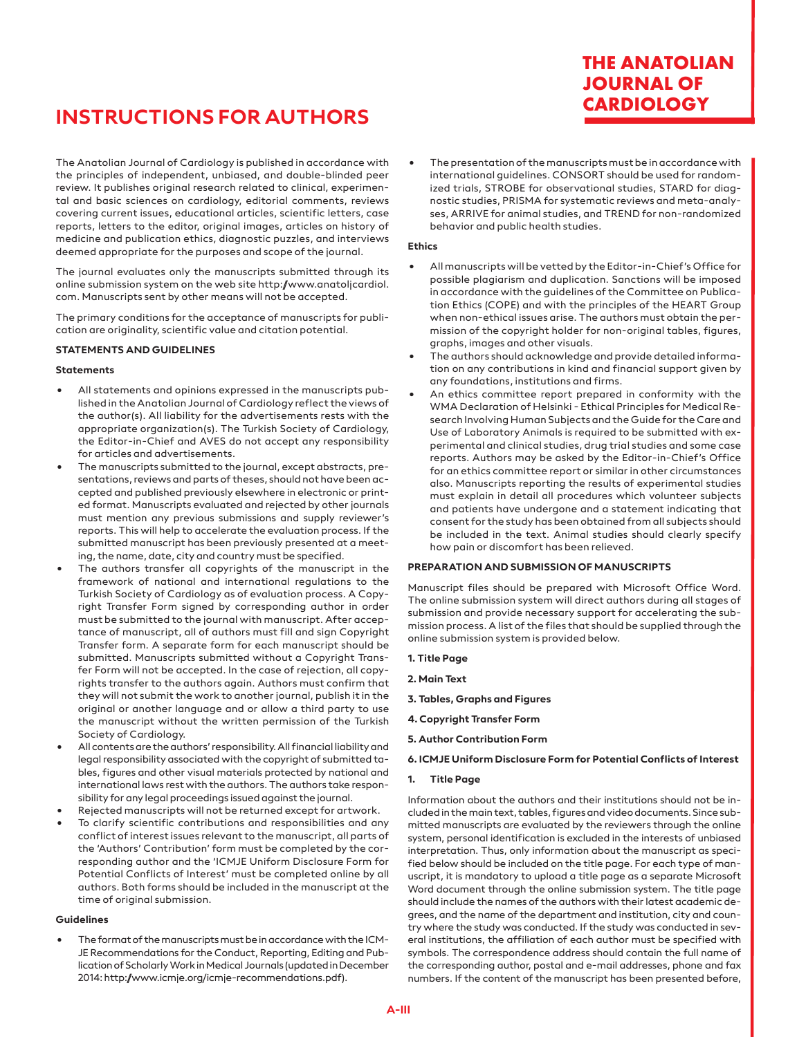// THE ANATOLIAN JOURNAL OF CARDIOLOGY

# INSTRUCTIONS FOR AUTHORS

The Anatolian Journal of Cardiology is published in accordance with the principles of independent, unbiased, and double-blinded peer review. It publishes original research related to clinical, experimental and basic sciences on cardiology, editorial comments, reviews covering current issues, educational articles, scientific letters, case reports, letters to the editor, original images, articles on history of medicine and publication ethics, diagnostic puzzles, and interviews deemed appropriate for the purposes and scope of the journal.

The journal evaluates only the manuscripts submitted through its online submission system on the web site http://www.anatoljcardiol.com. Manuscripts sent by other means will not be accepted.

The primary conditions for the acceptance of manuscripts for publication are originality, scientific value and citation potential.

## STATEMENTS AND GUIDELINES

### Statements

- All statements and opinions expressed in the manuscripts published in the Anatolian Journal of Cardiology reflect the views of the author(s). All liability for the advertisements rests with the appropriate organization(s). The Turkish Society of Cardiology, the Editor-in-Chief and AVES do not accept any responsibility for articles and advertisements.
- The manuscripts submitted to the journal, except abstracts, presentations, reviews and parts of theses, should not have been accepted and published previously elsewhere in electronic or printed format. Manuscripts evaluated and rejected by other journals must mention any previous submissions and supply reviewer's reports. This will help to accelerate the evaluation process. If the submitted manuscript has been previously presented at a meeting, the name, date, city and country must be specified.
- The authors transfer all copyrights of the manuscript in the framework of national and international regulations to the Turkish Society of Cardiology as of evaluation process. A Copyright Transfer Form signed by corresponding author in order must be submitted to the journal with manuscript. After acceptance of manuscript, all of authors must fill and sign Copyright Transfer form. A separate form for each manuscript should be submitted. Manuscripts submitted without a Copyright Transfer Form will not be accepted. In the case of rejection, all copyrights transfer to the authors again. Authors must confirm that they will not submit the work to another journal, publish it in the original or another language and or allow a third party to use the manuscript without the written permission of the Turkish Society of Cardiology.
- All contents are the authors' responsibility. All financial liability and legal responsibility associated with the copyright of submitted tables, figures and other visual materials protected by national and international laws rest with the authors. The authors take responsibility for any legal proceedings issued against the journal.
- Rejected manuscripts will not be returned except for artwork.
- To clarify scientific contributions and responsibilities and any conflict of interest issues relevant to the manuscript, all parts of the 'Authors' Contribution' form must be completed by the corresponding author and the 'ICMJE Uniform Disclosure Form for Potential Conflicts of Interest' must be completed online by all authors. Both forms should be included in the manuscript at the time of original submission.

### Guidelines

- The format of the manuscripts must be in accordance with the ICMJE Recommendations for the Conduct, Reporting, Editing and Publication of Scholarly Work in Medical Journals (updated in December 2014: http://www.icmje.org/icmje-recommendations.pdf).
- The presentation of the manuscripts must be in accordance with international guidelines. CONSORT should be used for randomized trials, STROBE for observational studies, STARD for diagnostic studies, PRISMA for systematic reviews and meta-analyses, ARRIVE for animal studies, and TREND for non-randomized behavior and public health studies.

### Ethics

- All manuscripts will be vetted by the Editor-in-Chief's Office for possible plagiarism and duplication. Sanctions will be imposed in accordance with the guidelines of the Committee on Publication Ethics (COPE) and with the principles of the HEART Group when non-ethical issues arise. The authors must obtain the permission of the copyright holder for non-original tables, figures, graphs, images and other visuals.
- The authors should acknowledge and provide detailed information on any contributions in kind and financial support given by any foundations, institutions and firms.
- An ethics committee report prepared in conformity with the WMA Declaration of Helsinki - Ethical Principles for Medical Research Involving Human Subjects and the Guide for the Care and Use of Laboratory Animals is required to be submitted with experimental and clinical studies, drug trial studies and some case reports. Authors may be asked by the Editor-in-Chief's Office for an ethics committee report or similar in other circumstances also. Manuscripts reporting the results of experimental studies must explain in detail all procedures which volunteer subjects and patients have undergone and a statement indicating that consent for the study has been obtained from all subjects should be included in the text. Animal studies should clearly specify how pain or discomfort has been relieved.

## PREPARATION AND SUBMISSION OF MANUSCRIPTS

Manuscript files should be prepared with Microsoft Office Word. The online submission system will direct authors during all stages of submission and provide necessary support for accelerating the submission process. A list of the files that should be supplied through the online submission system is provided below.

**1. Title Page**

**2. Main Text**

**3. Tables, Graphs and Figures**

**4. Copyright Transfer Form**

**5. Author Contribution Form**

**6. ICMJE Uniform Disclosure Form for Potential Conflicts of Interest**

### 1. Title Page

Information about the authors and their institutions should not be included in the main text, tables, figures and video documents. Since submitted manuscripts are evaluated by the reviewers through the online system, personal identification is excluded in the interests of unbiased interpretation. Thus, only information about the manuscript as specified below should be included on the title page. For each type of manuscript, it is mandatory to upload a title page as a separate Microsoft Word document through the online submission system. The title page should include the names of the authors with their latest academic degrees, and the name of the department and institution, city and country where the study was conducted. If the study was conducted in several institutions, the affiliation of each author must be specified with symbols. The correspondence address should contain the full name of the corresponding author, postal and e-mail addresses, phone and fax numbers. If the content of the manuscript has been presented before,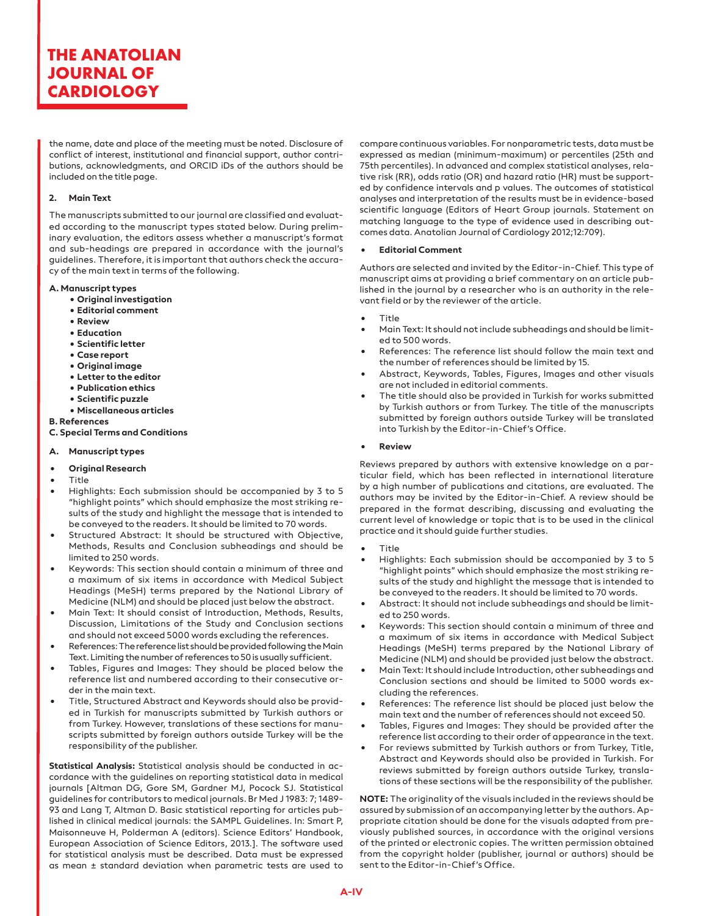the name, date and place of the meeting must be noted. Disclosure of conflict of interest, institutional and financial support, author contributions, acknowledgments, and ORCID iDs of the authors should be included on the title page.

#### 2. Main Text

The manuscripts submitted to our journal are classified and evaluated according to the manuscript types stated below. During preliminary evaluation, the editors assess whether a manuscript's format and sub-headings are prepared in accordance with the journal's guidelines. Therefore, it is important that authors check the accuracy of the main text in terms of the following.

**A. Manuscript types**

- **Original investigation**
- **Editorial comment**
- **Review**
- **Education**
- **Scientific letter**
- **Case report**
- **Original image**
- **Letter to the editor**
- **Publication ethics**
- **Scientific puzzle**
- **Miscellaneous articles**

**B. References**

**C. Special Terms and Conditions**

#### A. Manuscript types

- **Original Research**
- Title
- Highlights: Each submission should be accompanied by 3 to 5 "highlight points" which should emphasize the most striking results of the study and highlight the message that is intended to be conveyed to the readers. It should be limited to 70 words.
- Structured Abstract: It should be structured with Objective, Methods, Results and Conclusion subheadings and should be limited to 250 words.
- Keywords: This section should contain a minimum of three and a maximum of six items in accordance with Medical Subject Headings (MeSH) terms prepared by the National Library of Medicine (NLM) and should be placed just below the abstract.
- Main Text: It should consist of Introduction, Methods, Results, Discussion, Limitations of the Study and Conclusion sections and should not exceed 5000 words excluding the references.
- References: The reference list should be provided following the Main Text. Limiting the number of references to 50 is usually sufficient.
- Tables, Figures and Images: They should be placed below the reference list and numbered according to their consecutive order in the main text.
- Title, Structured Abstract and Keywords should also be provided in Turkish for manuscripts submitted by Turkish authors or from Turkey. However, translations of these sections for manuscripts submitted by foreign authors outside Turkey will be the responsibility of the publisher.

**Statistical Analysis:** Statistical analysis should be conducted in accordance with the guidelines on reporting statistical data in medical journals [Altman DG, Gore SM, Gardner MJ, Pocock SJ. Statistical guidelines for contributors to medical journals. Br Med J 1983: 7; 1489-93 and Lang T, Altman D. Basic statistical reporting for articles published in clinical medical journals: the SAMPL Guidelines. In: Smart P, Maisonneuve H, Polderman A (editors). Science Editors' Handbook, European Association of Science Editors, 2013.]. The software used for statistical analysis must be described. Data must be expressed as mean ± standard deviation when parametric tests are used to compare continuous variables. For nonparametric tests, data must be expressed as median (minimum-maximum) or percentiles (25th and 75th percentiles). In advanced and complex statistical analyses, relative risk (RR), odds ratio (OR) and hazard ratio (HR) must be supported by confidence intervals and p values. The outcomes of statistical analyses and interpretation of the results must be in evidence-based scientific language (Editors of Heart Group journals. Statement on matching language to the type of evidence used in describing outcomes data. Anatolian Journal of Cardiology 2012;12:709).

- **Editorial Comment**

Authors are selected and invited by the Editor-in-Chief. This type of manuscript aims at providing a brief commentary on an article published in the journal by a researcher who is an authority in the relevant field or by the reviewer of the article.

- Title
- Main Text: It should not include subheadings and should be limited to 500 words.
- References: The reference list should follow the main text and the number of references should be limited by 15.
- Abstract, Keywords, Tables, Figures, Images and other visuals are not included in editorial comments.
- The title should also be provided in Turkish for works submitted by Turkish authors or from Turkey. The title of the manuscripts submitted by foreign authors outside Turkey will be translated into Turkish by the Editor-in-Chief's Office.

- **Review**

Reviews prepared by authors with extensive knowledge on a particular field, which has been reflected in international literature by a high number of publications and citations, are evaluated. The authors may be invited by the Editor-in-Chief. A review should be prepared in the format describing, discussing and evaluating the current level of knowledge or topic that is to be used in the clinical practice and it should guide further studies.

- Title
- Highlights: Each submission should be accompanied by 3 to 5 "highlight points" which should emphasize the most striking results of the study and highlight the message that is intended to be conveyed to the readers. It should be limited to 70 words.
- Abstract: It should not include subheadings and should be limited to 250 words.
- Keywords: This section should contain a minimum of three and a maximum of six items in accordance with Medical Subject Headings (MeSH) terms prepared by the National Library of Medicine (NLM) and should be provided just below the abstract.
- Main Text: It should include Introduction, other subheadings and Conclusion sections and should be limited to 5000 words excluding the references.
- References: The reference list should be placed just below the main text and the number of references should not exceed 50.
- Tables, Figures and Images: They should be provided after the reference list according to their order of appearance in the text.
- For reviews submitted by Turkish authors or from Turkey, Title, Abstract and Keywords should also be provided in Turkish. For reviews submitted by foreign authors outside Turkey, translations of these sections will be the responsibility of the publisher.

**NOTE:** The originality of the visuals included in the reviews should be assured by submission of an accompanying letter by the authors. Appropriate citation should be done for the visuals adapted from previously published sources, in accordance with the original versions of the printed or electronic copies. The written permission obtained from the copyright holder (publisher, journal or authors) should be sent to the Editor-in-Chief's Office.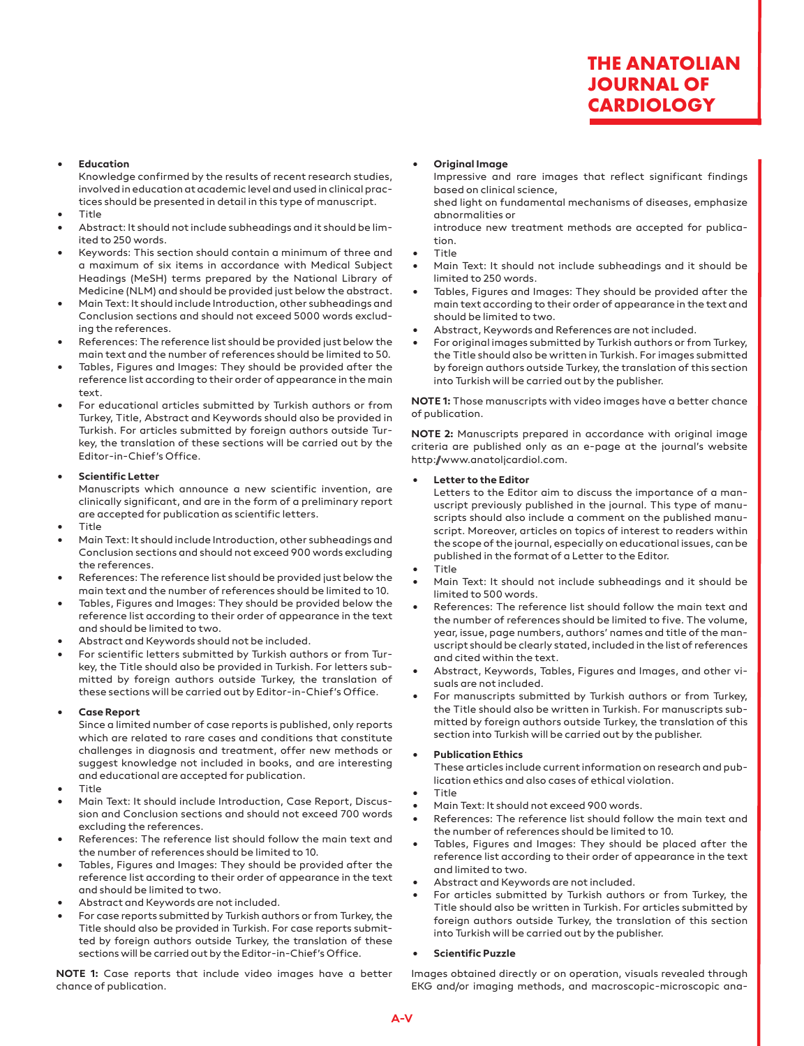- **Education**
  Knowledge confirmed by the results of recent research studies, involved in education at academic level and used in clinical practices should be presented in detail in this type of manuscript.
- Title
- Abstract: It should not include subheadings and it should be limited to 250 words.
- Keywords: This section should contain a minimum of three and a maximum of six items in accordance with Medical Subject Headings (MeSH) terms prepared by the National Library of Medicine (NLM) and should be provided just below the abstract.
- Main Text: It should include Introduction, other subheadings and Conclusion sections and should not exceed 5000 words excluding the references.
- References: The reference list should be provided just below the main text and the number of references should be limited to 50.
- Tables, Figures and Images: They should be provided after the reference list according to their order of appearance in the main text.
- For educational articles submitted by Turkish authors or from Turkey, Title, Abstract and Keywords should also be provided in Turkish. For articles submitted by foreign authors outside Turkey, the translation of these sections will be carried out by the Editor-in-Chief's Office.

- **Scientific Letter**
  Manuscripts which announce a new scientific invention, are clinically significant, and are in the form of a preliminary report are accepted for publication as scientific letters.
- Title
- Main Text: It should include Introduction, other subheadings and Conclusion sections and should not exceed 900 words excluding the references.
- References: The reference list should be provided just below the main text and the number of references should be limited to 10.
- Tables, Figures and Images: They should be provided below the reference list according to their order of appearance in the text and should be limited to two.
- Abstract and Keywords should not be included.
- For scientific letters submitted by Turkish authors or from Turkey, the Title should also be provided in Turkish. For letters submitted by foreign authors outside Turkey, the translation of these sections will be carried out by Editor-in-Chief's Office.

- **Case Report**
  Since a limited number of case reports is published, only reports which are related to rare cases and conditions that constitute challenges in diagnosis and treatment, offer new methods or suggest knowledge not included in books, and are interesting and educational are accepted for publication.
- Title
- Main Text: It should include Introduction, Case Report, Discussion and Conclusion sections and should not exceed 700 words excluding the references.
- References: The reference list should follow the main text and the number of references should be limited to 10.
- Tables, Figures and Images: They should be provided after the reference list according to their order of appearance in the text and should be limited to two.
- Abstract and Keywords are not included.
- For case reports submitted by Turkish authors or from Turkey, the Title should also be provided in Turkish. For case reports submitted by foreign authors outside Turkey, the translation of these sections will be carried out by the Editor-in-Chief's Office.

**NOTE 1:** Case reports that include video images have a better chance of publication.

- **Original Image**
  Impressive and rare images that reflect significant findings based on clinical science,
  shed light on fundamental mechanisms of diseases, emphasize abnormalities or
  introduce new treatment methods are accepted for publication.
- Title
- Main Text: It should not include subheadings and it should be limited to 250 words.
- Tables, Figures and Images: They should be provided after the main text according to their order of appearance in the text and should be limited to two.
- Abstract, Keywords and References are not included.
- For original images submitted by Turkish authors or from Turkey, the Title should also be written in Turkish. For images submitted by foreign authors outside Turkey, the translation of this section into Turkish will be carried out by the publisher.

**NOTE 1:** Those manuscripts with video images have a better chance of publication.

**NOTE 2:** Manuscripts prepared in accordance with original image criteria are published only as an e-page at the journal's website http://www.anatoljcardiol.com.

- **Letter to the Editor**
  Letters to the Editor aim to discuss the importance of a manuscript previously published in the journal. This type of manuscripts should also include a comment on the published manuscript. Moreover, articles on topics of interest to readers within the scope of the journal, especially on educational issues, can be published in the format of a Letter to the Editor.
- Title
- Main Text: It should not include subheadings and it should be limited to 500 words.
- References: The reference list should follow the main text and the number of references should be limited to five. The volume, year, issue, page numbers, authors' names and title of the manuscript should be clearly stated, included in the list of references and cited within the text.
- Abstract, Keywords, Tables, Figures and Images, and other visuals are not included.
- For manuscripts submitted by Turkish authors or from Turkey, the Title should also be written in Turkish. For manuscripts submitted by foreign authors outside Turkey, the translation of this section into Turkish will be carried out by the publisher.

- **Publication Ethics**
  These articles include current information on research and publication ethics and also cases of ethical violation.
- Title
- Main Text: It should not exceed 900 words.
- References: The reference list should follow the main text and the number of references should be limited to 10.
- Tables, Figures and Images: They should be placed after the reference list according to their order of appearance in the text and limited to two.
- Abstract and Keywords are not included.
- For articles submitted by Turkish authors or from Turkey, the Title should also be written in Turkish. For articles submitted by foreign authors outside Turkey, the translation of this section into Turkish will be carried out by the publisher.

- **Scientific Puzzle**

Images obtained directly or on operation, visuals revealed through EKG and/or imaging methods, and macroscopic-microscopic ana-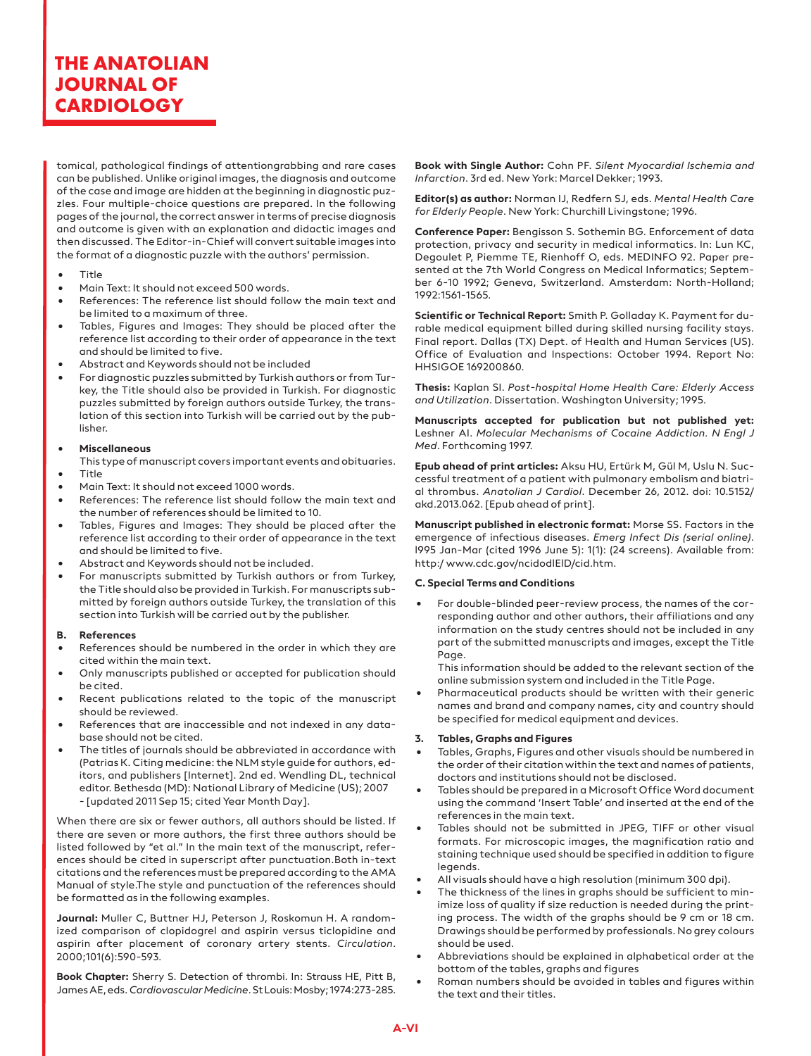tomical, pathological findings of attentiongrabbing and rare cases can be published. Unlike original images, the diagnosis and outcome of the case and image are hidden at the beginning in diagnostic puzzles. Four multiple-choice questions are prepared. In the following pages of the journal, the correct answer in terms of precise diagnosis and outcome is given with an explanation and didactic images and then discussed. The Editor-in-Chief will convert suitable images into the format of a diagnostic puzzle with the authors' permission.

- Title
- Main Text: It should not exceed 500 words.
- References: The reference list should follow the main text and be limited to a maximum of three.
- Tables, Figures and Images: They should be placed after the reference list according to their order of appearance in the text and should be limited to five.
- Abstract and Keywords should not be included
- For diagnostic puzzles submitted by Turkish authors or from Turkey, the Title should also be provided in Turkish. For diagnostic puzzles submitted by foreign authors outside Turkey, the translation of this section into Turkish will be carried out by the publisher.

- **Miscellaneous**

  This type of manuscript covers important events and obituaries.
- Title
- Main Text: It should not exceed 1000 words.
- References: The reference list should follow the main text and the number of references should be limited to 10.
- Tables, Figures and Images: They should be placed after the reference list according to their order of appearance in the text and should be limited to five.
- Abstract and Keywords should not be included.
- For manuscripts submitted by Turkish authors or from Turkey, the Title should also be provided in Turkish. For manuscripts submitted by foreign authors outside Turkey, the translation of this section into Turkish will be carried out by the publisher.

**B. References**

- References should be numbered in the order in which they are cited within the main text.
- Only manuscripts published or accepted for publication should be cited.
- Recent publications related to the topic of the manuscript should be reviewed.
- References that are inaccessible and not indexed in any database should not be cited.
- The titles of journals should be abbreviated in accordance with (Patrias K. Citing medicine: the NLM style guide for authors, editors, and publishers [Internet]. 2nd ed. Wendling DL, technical editor. Bethesda (MD): National Library of Medicine (US); 2007 - [updated 2011 Sep 15; cited Year Month Day].

When there are six or fewer authors, all authors should be listed. If there are seven or more authors, the first three authors should be listed followed by "et al." In the main text of the manuscript, references should be cited in superscript after punctuation.Both in-text citations and the references must be prepared according to the AMA Manual of style.The style and punctuation of the references should be formatted as in the following examples.

**Journal:** Muller C, Buttner HJ, Peterson J, Roskomun H. A randomized comparison of clopidogrel and aspirin versus ticlopidine and aspirin after placement of coronary artery stents. *Circulation*. 2000;101(6):590-593.

**Book Chapter:** Sherry S. Detection of thrombi. In: Strauss HE, Pitt B, James AE, eds. *Cardiovascular Medicine*. St Louis: Mosby; 1974:273-285.

**Book with Single Author:** Cohn PF. *Silent Myocardial Ischemia and Infarction*. 3rd ed. New York: Marcel Dekker; 1993.

**Editor(s) as author:** Norman IJ, Redfern SJ, eds. *Mental Health Care for Elderly People*. New York: Churchill Livingstone; 1996.

**Conference Paper:** Bengisson S. Sothemin BG. Enforcement of data protection, privacy and security in medical informatics. In: Lun KC, Degoulet P, Piemme TE, Rienhoff O, eds. MEDINFO 92. Paper presented at the 7th World Congress on Medical Informatics; September 6-10 1992; Geneva, Switzerland. Amsterdam: North-Holland; 1992:1561-1565.

**Scientific or Technical Report:** Smith P. Golladay K. Payment for durable medical equipment billed during skilled nursing facility stays. Final report. Dallas (TX) Dept. of Health and Human Services (US). Office of Evaluation and Inspections: October 1994. Report No: HHSIGOE 169200860.

**Thesis:** Kaplan SI. *Post-hospital Home Health Care: Elderly Access and Utilization*. Dissertation. Washington University; 1995.

**Manuscripts accepted for publication but not published yet:** Leshner AI. *Molecular Mechanisms of Cocaine Addiction. N Engl J Med*. Forthcoming 1997.

**Epub ahead of print articles:** Aksu HU, Ertürk M, Gül M, Uslu N. Successful treatment of a patient with pulmonary embolism and biatrial thrombus. *Anatolian J Cardiol*. December 26, 2012. doi: 10.5152/akd.2013.062. [Epub ahead of print].

**Manuscript published in electronic format:** Morse SS. Factors in the emergence of infectious diseases. *Emerg Infect Dis (serial online)*. l995 Jan-Mar (cited 1996 June 5): 1(1): (24 screens). Available from: http:/ www.cdc.gov/ncidodlElD/cid.htm.

**C. Special Terms and Conditions**

- For double-blinded peer-review process, the names of the corresponding author and other authors, their affiliations and any information on the study centres should not be included in any part of the submitted manuscripts and images, except the Title Page.

  This information should be added to the relevant section of the online submission system and included in the Title Page.
- Pharmaceutical products should be written with their generic names and brand and company names, city and country should be specified for medical equipment and devices.

**3. Tables, Graphs and Figures**

- Tables, Graphs, Figures and other visuals should be numbered in the order of their citation within the text and names of patients, doctors and institutions should not be disclosed.
- Tables should be prepared in a Microsoft Office Word document using the command 'Insert Table' and inserted at the end of the references in the main text.
- Tables should not be submitted in JPEG, TIFF or other visual formats. For microscopic images, the magnification ratio and staining technique used should be specified in addition to figure legends.
- All visuals should have a high resolution (minimum 300 dpi).
- The thickness of the lines in graphs should be sufficient to minimize loss of quality if size reduction is needed during the printing process. The width of the graphs should be 9 cm or 18 cm. Drawings should be performed by professionals. No grey colours should be used.
- Abbreviations should be explained in alphabetical order at the bottom of the tables, graphs and figures
- Roman numbers should be avoided in tables and figures within the text and their titles.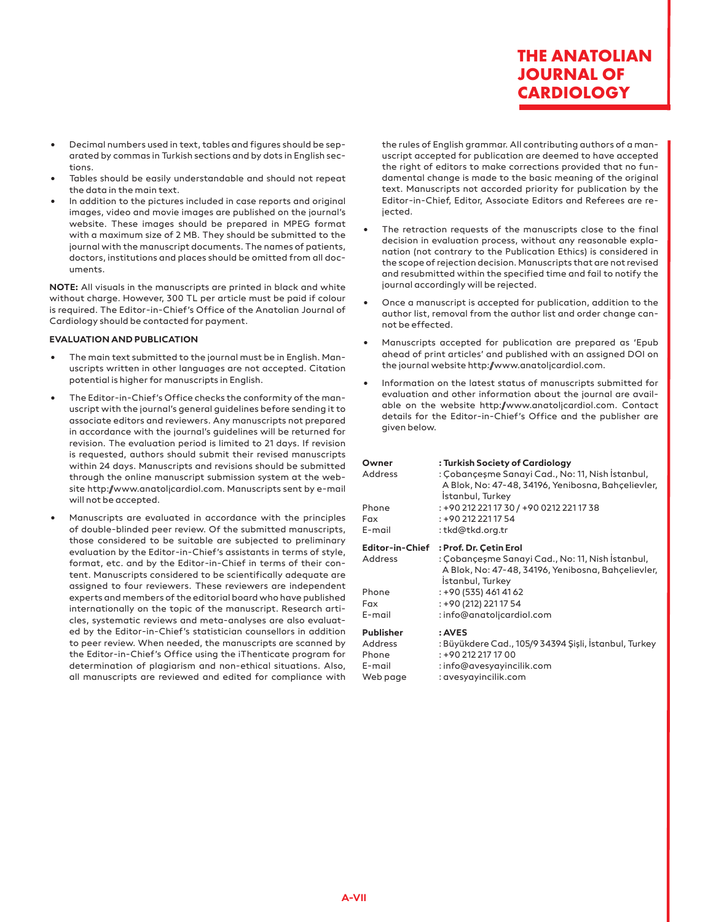- Decimal numbers used in text, tables and figures should be separated by commas in Turkish sections and by dots in English sections.
- Tables should be easily understandable and should not repeat the data in the main text.
- In addition to the pictures included in case reports and original images, video and movie images are published on the journal's website. These images should be prepared in MPEG format with a maximum size of 2 MB. They should be submitted to the journal with the manuscript documents. The names of patients, doctors, institutions and places should be omitted from all documents.

**NOTE:** All visuals in the manuscripts are printed in black and white without charge. However, 300 TL per article must be paid if colour is required. The Editor-in-Chief's Office of the Anatolian Journal of Cardiology should be contacted for payment.

**EVALUATION AND PUBLICATION**

- The main text submitted to the journal must be in English. Manuscripts written in other languages are not accepted. Citation potential is higher for manuscripts in English.
- The Editor-in-Chief's Office checks the conformity of the manuscript with the journal's general guidelines before sending it to associate editors and reviewers. Any manuscripts not prepared in accordance with the journal's guidelines will be returned for revision. The evaluation period is limited to 21 days. If revision is requested, authors should submit their revised manuscripts within 24 days. Manuscripts and revisions should be submitted through the online manuscript submission system at the website http://www.anatoljcardiol.com. Manuscripts sent by e-mail will not be accepted.
- Manuscripts are evaluated in accordance with the principles of double-blinded peer review. Of the submitted manuscripts, those considered to be suitable are subjected to preliminary evaluation by the Editor-in-Chief's assistants in terms of style, format, etc. and by the Editor-in-Chief in terms of their content. Manuscripts considered to be scientifically adequate are assigned to four reviewers. These reviewers are independent experts and members of the editorial board who have published internationally on the topic of the manuscript. Research articles, systematic reviews and meta-analyses are also evaluated by the Editor-in-Chief's statistician counsellors in addition to peer review. When needed, the manuscripts are scanned by the Editor-in-Chief's Office using the iThenticate program for determination of plagiarism and non-ethical situations. Also, all manuscripts are reviewed and edited for compliance with the rules of English grammar. All contributing authors of a manuscript accepted for publication are deemed to have accepted the right of editors to make corrections provided that no fundamental change is made to the basic meaning of the original text. Manuscripts not accorded priority for publication by the Editor-in-Chief, Editor, Associate Editors and Referees are rejected.
- The retraction requests of the manuscripts close to the final decision in evaluation process, without any reasonable explanation (not contrary to the Publication Ethics) is considered in the scope of rejection decision. Manuscripts that are not revised and resubmitted within the specified time and fail to notify the journal accordingly will be rejected.
- Once a manuscript is accepted for publication, addition to the author list, removal from the author list and order change cannot be effected.
- Manuscripts accepted for publication are prepared as 'Epub ahead of print articles' and published with an assigned DOI on the journal website http://www.anatoljcardiol.com.
- Information on the latest status of manuscripts submitted for evaluation and other information about the journal are available on the website http://www.anatoljcardiol.com. Contact details for the Editor-in-Chief's Office and the publisher are given below.

| | |
|---|---|
| **Owner** | **: Turkish Society of Cardiology** |
| Address | : Çobançeşme Sanayi Cad., No: 11, Nish İstanbul, A Blok, No: 47-48, 34196, Yenibosna, Bahçelievler, İstanbul, Turkey |
| Phone | : +90 212 221 17 30 / +90 0212 221 17 38 |
| Fax | : +90 212 221 17 54 |
| E-mail | : tkd@tkd.org.tr |
| **Editor-in-Chief** | **: Prof. Dr. Çetin Erol** |
| Address | : Çobançeşme Sanayi Cad., No: 11, Nish İstanbul, A Blok, No: 47-48, 34196, Yenibosna, Bahçelievler, İstanbul, Turkey |
| Phone | : +90 (535) 461 41 62 |
| Fax | : +90 (212) 221 17 54 |
| E-mail | : info@anatoljcardiol.com |
| **Publisher** | **: AVES** |
| Address | : Büyükdere Cad., 105/9 34394 Şişli, İstanbul, Turkey |
| Phone | : +90 212 217 17 00 |
| E-mail | : info@avesyayincilik.com |
| Web page | : avesyayincilik.com |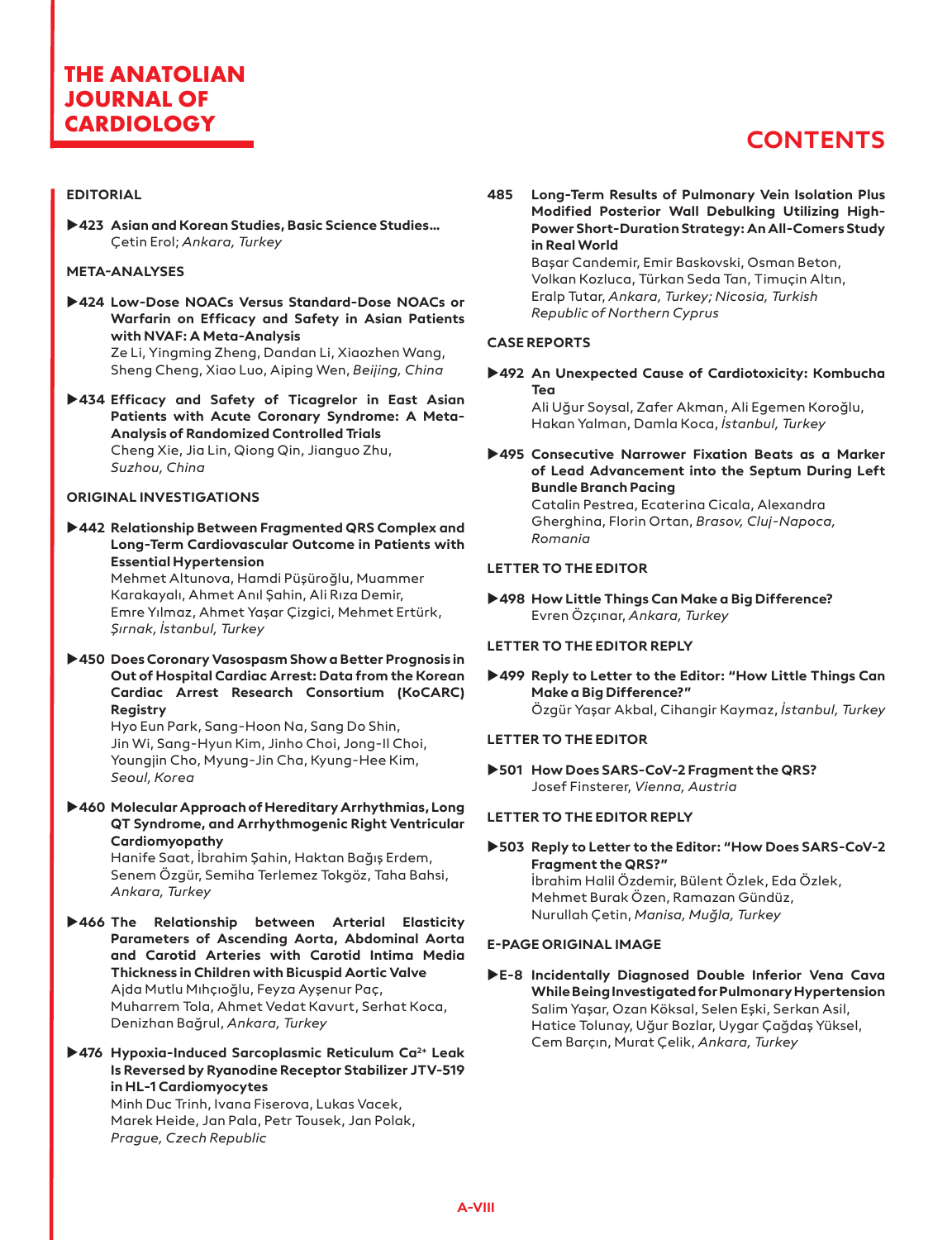# THE ANATOLIAN JOURNAL OF CARDIOLOGY

# CONTENTS

## EDITORIAL

▶**423 Asian and Korean Studies, Basic Science Studies…**
Çetin Erol; *Ankara, Turkey*

## META-ANALYSES

▶**424 Low-Dose NOACs Versus Standard-Dose NOACs or Warfarin on Efficacy and Safety in Asian Patients with NVAF: A Meta-Analysis**
Ze Li, Yingming Zheng, Dandan Li, Xiaozhen Wang, Sheng Cheng, Xiao Luo, Aiping Wen, *Beijing, China*

▶**434 Efficacy and Safety of Ticagrelor in East Asian Patients with Acute Coronary Syndrome: A Meta-Analysis of Randomized Controlled Trials**
Cheng Xie, Jia Lin, Qiong Qin, Jianguo Zhu, *Suzhou, China*

## ORIGINAL INVESTIGATIONS

▶**442 Relationship Between Fragmented QRS Complex and Long-Term Cardiovascular Outcome in Patients with Essential Hypertension**
Mehmet Altunova, Hamdi Püşüroğlu, Muammer Karakayalı, Ahmet Anıl Şahin, Ali Rıza Demir, Emre Yılmaz, Ahmet Yaşar Çizgici, Mehmet Ertürk, *Şırnak, İstanbul, Turkey*

▶**450 Does Coronary Vasospasm Show a Better Prognosis in Out of Hospital Cardiac Arrest: Data from the Korean Cardiac Arrest Research Consortium (KoCARC) Registry**
Hyo Eun Park, Sang-Hoon Na, Sang Do Shin, Jin Wi, Sang-Hyun Kim, Jinho Choi, Jong-Il Choi, Youngjin Cho, Myung-Jin Cha, Kyung-Hee Kim, *Seoul, Korea*

▶**460 Molecular Approach of Hereditary Arrhythmias, Long QT Syndrome, and Arrhythmogenic Right Ventricular Cardiomyopathy**
Hanife Saat, İbrahim Şahin, Haktan Bağış Erdem, Senem Özgür, Semiha Terlemez Tokgöz, Taha Bahsi, *Ankara, Turkey*

▶**466 The Relationship between Arterial Elasticity Parameters of Ascending Aorta, Abdominal Aorta and Carotid Arteries with Carotid Intima Media Thickness in Children with Bicuspid Aortic Valve**
Ajda Mutlu Mıhçıoğlu, Feyza Ayşenur Paç, Muharrem Tola, Ahmet Vedat Kavurt, Serhat Koca, Denizhan Bağrul, *Ankara, Turkey*

▶**476 Hypoxia-Induced Sarcoplasmic Reticulum $Ca^{2+}$ Leak Is Reversed by Ryanodine Receptor Stabilizer JTV-519 in HL-1 Cardiomyocytes**
Minh Duc Trinh, Ivana Fiserova, Lukas Vacek, Marek Heide, Jan Pala, Petr Tousek, Jan Polak, *Prague, Czech Republic*

**485 Long-Term Results of Pulmonary Vein Isolation Plus Modified Posterior Wall Debulking Utilizing High-Power Short-Duration Strategy: An All-Comers Study in Real World**
Başar Candemir, Emir Baskovski, Osman Beton, Volkan Kozluca, Türkan Seda Tan, Timuçin Altın, Eralp Tutar, *Ankara, Turkey; Nicosia, Turkish Republic of Northern Cyprus*

## CASE REPORTS

▶**492 An Unexpected Cause of Cardiotoxicity: Kombucha Tea**
Ali Uğur Soysal, Zafer Akman, Ali Egemen Koroğlu, Hakan Yalman, Damla Koca, *İstanbul, Turkey*

▶**495 Consecutive Narrower Fixation Beats as a Marker of Lead Advancement into the Septum During Left Bundle Branch Pacing**
Catalin Pestrea, Ecaterina Cicala, Alexandra Gherghina, Florin Ortan, *Brasov, Cluj-Napoca, Romania*

## LETTER TO THE EDITOR

▶**498 How Little Things Can Make a Big Difference?**
Evren Özçınar, *Ankara, Turkey*

## LETTER TO THE EDITOR REPLY

▶**499 Reply to Letter to the Editor: "How Little Things Can Make a Big Difference?"**
Özgür Yaşar Akbal, Cihangir Kaymaz, *İstanbul, Turkey*

## LETTER TO THE EDITOR

▶**501 How Does SARS-CoV-2 Fragment the QRS?**
Josef Finsterer, *Vienna, Austria*

## LETTER TO THE EDITOR REPLY

▶**503 Reply to Letter to the Editor: "How Does SARS-CoV-2 Fragment the QRS?"**
İbrahim Halil Özdemir, Bülent Özlek, Eda Özlek, Mehmet Burak Özen, Ramazan Gündüz, Nurullah Çetin, *Manisa, Muğla, Turkey*

## E-PAGE ORIGINAL IMAGE

▶**E-8 Incidentally Diagnosed Double Inferior Vena Cava While Being Investigated for Pulmonary Hypertension**
Salim Yaşar, Ozan Köksal, Selen Eşki, Serkan Asil, Hatice Tolunay, Uğur Bozlar, Uygar Çağdaş Yüksel, Cem Barçın, Murat Çelik, *Ankara, Turkey*